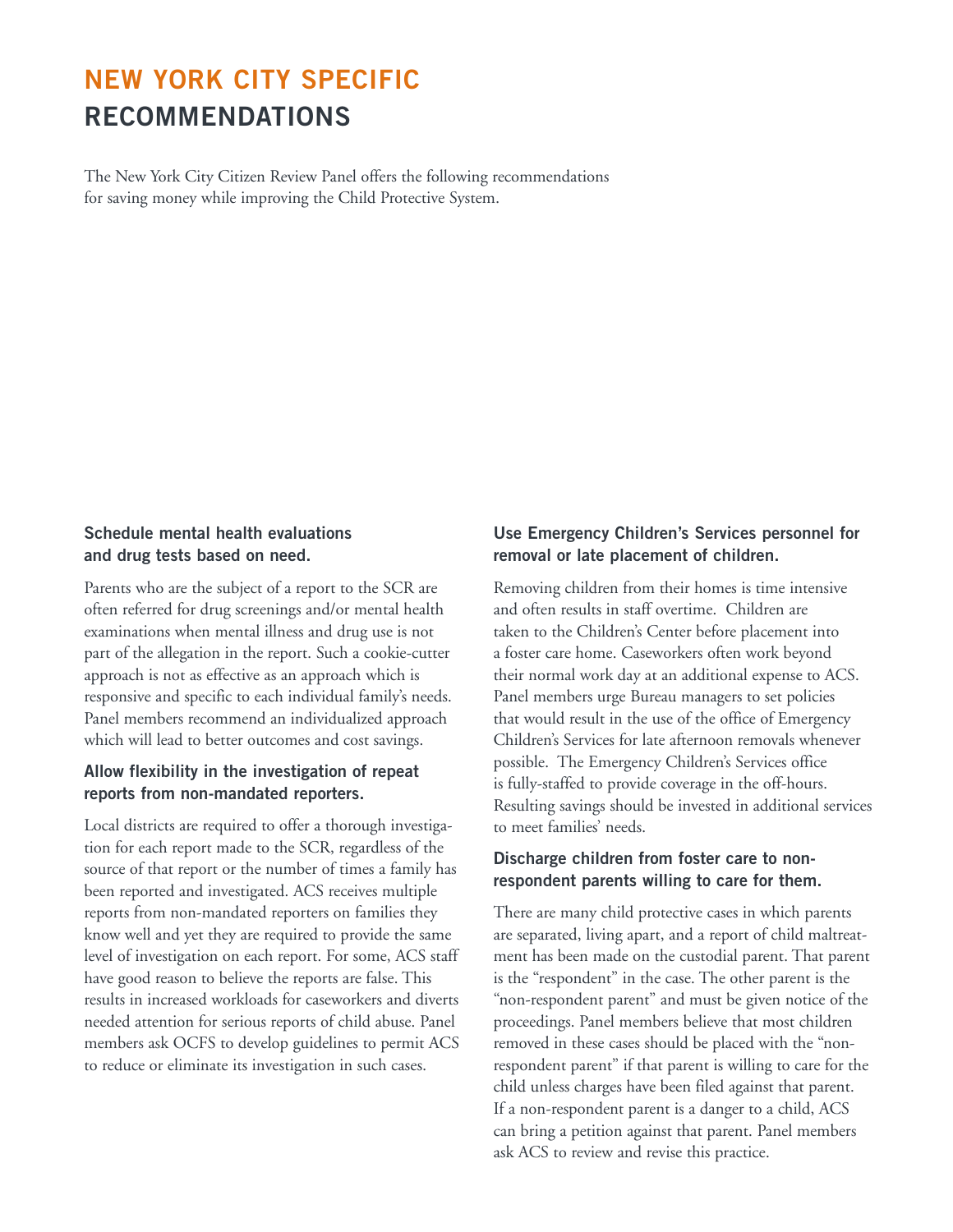# NEW YORK CITY SPECIFIC RECOMMENDATIONS

The New York City Citizen Review Panel offers the following recommendations for saving money while improving the Child Protective System.

### Schedule mental health evaluations and drug tests based on need.

Parents who are the subject of a report to the SCR are often referred for drug screenings and/or mental health examinations when mental illness and drug use is not part of the allegation in the report. Such a cookie-cutter approach is not as effective as an approach which is responsive and specific to each individual family's needs. Panel members recommend an individualized approach which will lead to better outcomes and cost savings.

### Allow flexibility in the investigation of repeat reports from non-mandated reporters.

Local districts are required to offer a thorough investigation for each report made to the SCR, regardless of the source of that report or the number of times a family has been reported and investigated. ACS receives multiple reports from non-mandated reporters on families they know well and yet they are required to provide the same level of investigation on each report. For some, ACS staff have good reason to believe the reports are false. This results in increased workloads for caseworkers and diverts needed attention for serious reports of child abuse. Panel members ask OCFS to develop guidelines to permit ACS to reduce or eliminate its investigation in such cases.

### Use Emergency Children's Services personnel for removal or late placement of children.

Removing children from their homes is time intensive and often results in staff overtime. Children are taken to the Children's Center before placement into a foster care home. Caseworkers often work beyond their normal work day at an additional expense to ACS. Panel members urge Bureau managers to set policies that would result in the use of the office of Emergency Children's Services for late afternoon removals whenever possible. The Emergency Children's Services office is fully-staffed to provide coverage in the off-hours. Resulting savings should be invested in additional services to meet families' needs.

### Discharge children from foster care to non-respondent parents willing to care for them.

There are many child protective cases in which parents are separated, living apart, and a report of child maltreatment has been made on the custodial parent. That parent is the "respondent" in the case. The other parent is the "non-respondent parent" and must be given notice of the proceedings. Panel members believe that most children removed in these cases should be placed with the "non-respondent parent" if that parent is willing to care for the child unless charges have been filed against that parent. If a non-respondent parent is a danger to a child, ACS can bring a petition against that parent. Panel members ask ACS to review and revise this practice.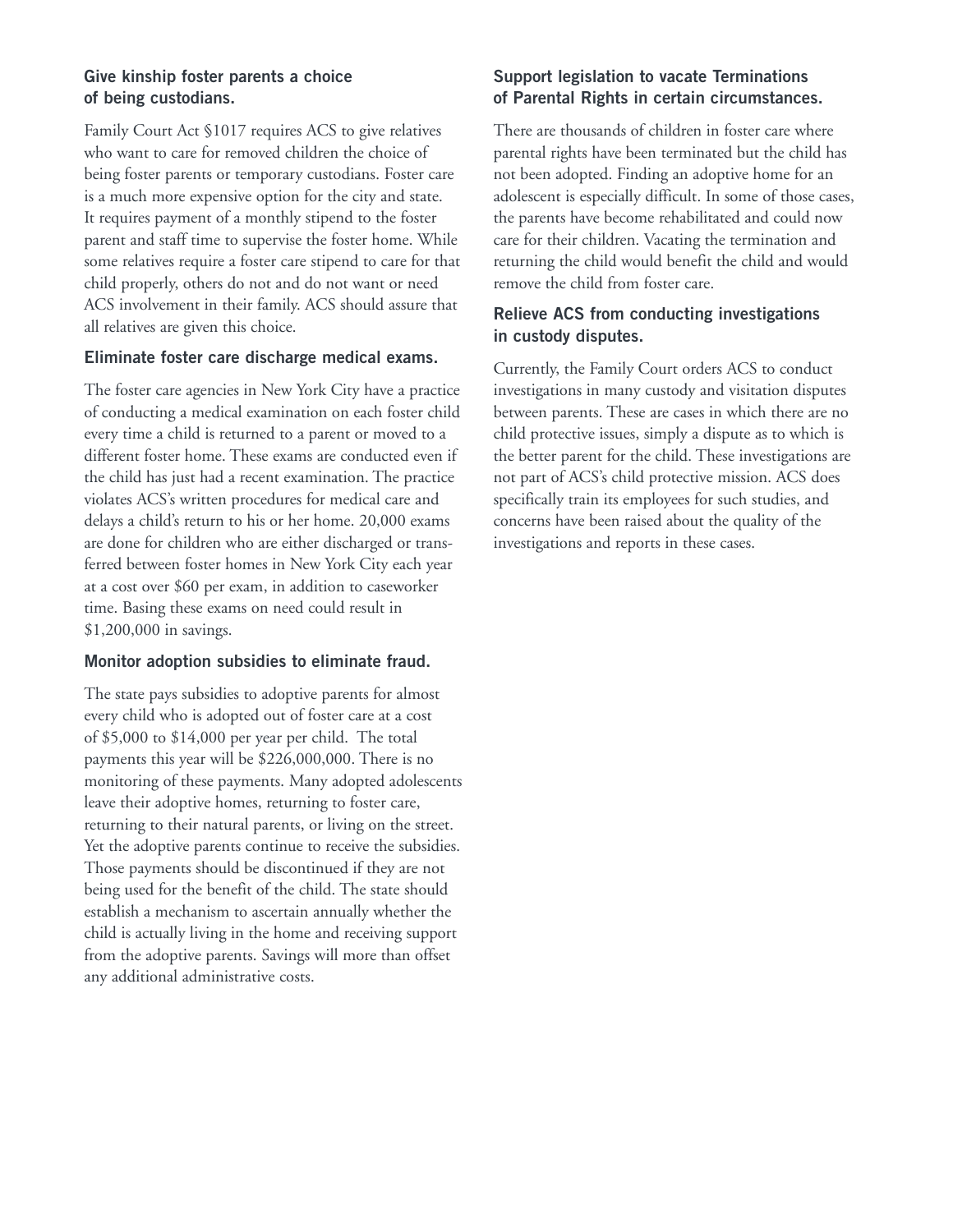### Give kinship foster parents a choice of being custodians.

Family Court Act §1017 requires ACS to give relatives who want to care for removed children the choice of being foster parents or temporary custodians. Foster care is a much more expensive option for the city and state. It requires payment of a monthly stipend to the foster parent and staff time to supervise the foster home. While some relatives require a foster care stipend to care for that child properly, others do not and do not want or need ACS involvement in their family. ACS should assure that all relatives are given this choice.

### Eliminate foster care discharge medical exams.

The foster care agencies in New York City have a practice of conducting a medical examination on each foster child every time a child is returned to a parent or moved to a different foster home. These exams are conducted even if the child has just had a recent examination. The practice violates ACS's written procedures for medical care and delays a child's return to his or her home. 20,000 exams are done for children who are either discharged or transferred between foster homes in New York City each year at a cost over $60 per exam, in addition to caseworker time. Basing these exams on need could result in $1,200,000 in savings.

### Monitor adoption subsidies to eliminate fraud.

The state pays subsidies to adoptive parents for almost every child who is adopted out of foster care at a cost of $5,000 to $14,000 per year per child. The total payments this year will be $226,000,000. There is no monitoring of these payments. Many adopted adolescents leave their adoptive homes, returning to foster care, returning to their natural parents, or living on the street. Yet the adoptive parents continue to receive the subsidies. Those payments should be discontinued if they are not being used for the benefit of the child. The state should establish a mechanism to ascertain annually whether the child is actually living in the home and receiving support from the adoptive parents. Savings will more than offset any additional administrative costs.

### Support legislation to vacate Terminations of Parental Rights in certain circumstances.

There are thousands of children in foster care where parental rights have been terminated but the child has not been adopted. Finding an adoptive home for an adolescent is especially difficult. In some of those cases, the parents have become rehabilitated and could now care for their children. Vacating the termination and returning the child would benefit the child and would remove the child from foster care.

### Relieve ACS from conducting investigations in custody disputes.

Currently, the Family Court orders ACS to conduct investigations in many custody and visitation disputes between parents. These are cases in which there are no child protective issues, simply a dispute as to which is the better parent for the child. These investigations are not part of ACS's child protective mission. ACS does specifically train its employees for such studies, and concerns have been raised about the quality of the investigations and reports in these cases.